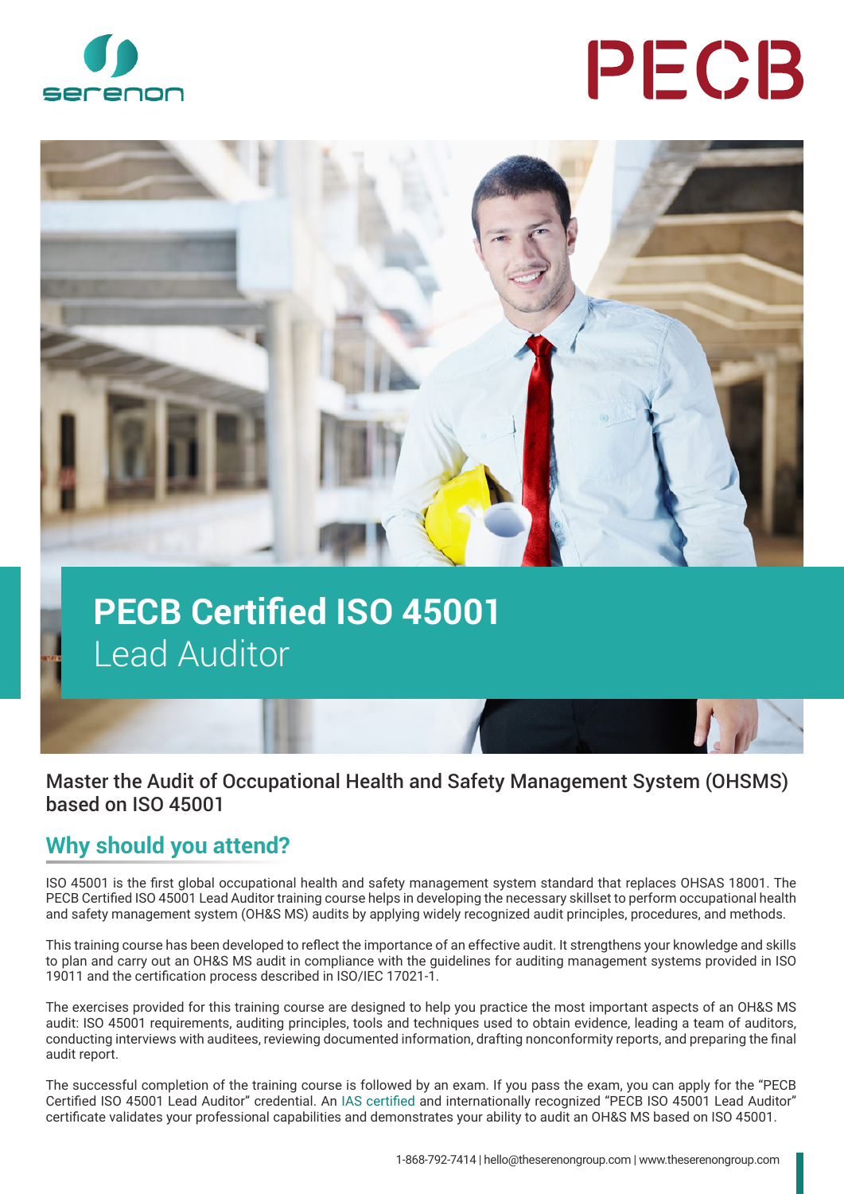# PECB Certified ISO 45001 Lead Auditor

Master the Audit of Occupational Health and Safety Management System (OHSMS) based on ISO 45001

## Why should you attend?

ISO 45001 is the first global occupational health and safety management system standard that replaces OHSAS 18001. The PECB Certified ISO 45001 Lead Auditor training course helps in developing the necessary skillset to perform occupational health and safety management system (OH&S MS) audits by applying widely recognized audit principles, procedures, and methods.

This training course has been developed to reflect the importance of an effective audit. It strengthens your knowledge and skills to plan and carry out an OH&S MS audit in compliance with the guidelines for auditing management systems provided in ISO 19011 and the certification process described in ISO/IEC 17021-1.

The exercises provided for this training course are designed to help you practice the most important aspects of an OH&S MS audit: ISO 45001 requirements, auditing principles, tools and techniques used to obtain evidence, leading a team of auditors, conducting interviews with auditees, reviewing documented information, drafting nonconformity reports, and preparing the final audit report.

The successful completion of the training course is followed by an exam. If you pass the exam, you can apply for the "PECB Certified ISO 45001 Lead Auditor" credential. An IAS certified and internationally recognized "PECB ISO 45001 Lead Auditor" certificate validates your professional capabilities and demonstrates your ability to audit an OH&S MS based on ISO 45001.

1-868-792-7414 | hello@theserenongroup.com | www.theserenongroup.com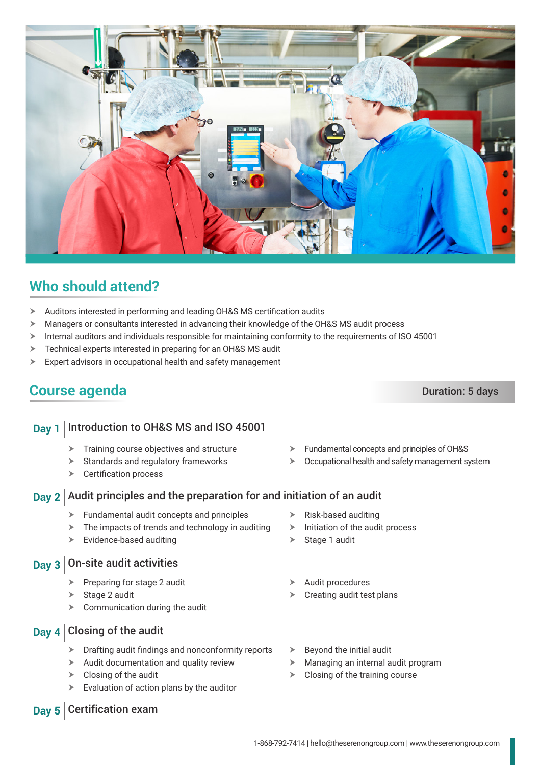## Who should attend?

- Auditors interested in performing and leading OH&S MS certification audits
- Managers or consultants interested in advancing their knowledge of the OH&S MS audit process
- Internal auditors and individuals responsible for maintaining conformity to the requirements of ISO 45001
- Technical experts interested in preparing for an OH&S MS audit
- Expert advisors in occupational health and safety management

## Course agenda

**Duration: 5 days**

### Day 1 | Introduction to OH&S MS and ISO 45001

- Training course objectives and structure
- Standards and regulatory frameworks
- Certification process
- Fundamental concepts and principles of OH&S
- Occupational health and safety management system

### Day 2 | Audit principles and the preparation for and initiation of an audit

- Fundamental audit concepts and principles
- The impacts of trends and technology in auditing
- Evidence-based auditing
- Risk-based auditing
- Initiation of the audit process
- Stage 1 audit

### Day 3 | On-site audit activities

- Preparing for stage 2 audit
- Stage 2 audit
- Communication during the audit
- Audit procedures
- Creating audit test plans

### Day 4 | Closing of the audit

- Drafting audit findings and nonconformity reports
- Audit documentation and quality review
- Closing of the audit
- Evaluation of action plans by the auditor
- Beyond the initial audit
- Managing an internal audit program
- Closing of the training course

### Day 5 | Certification exam

1-868-792-7414 | hello@theserenongroup.com | www.theserenongroup.com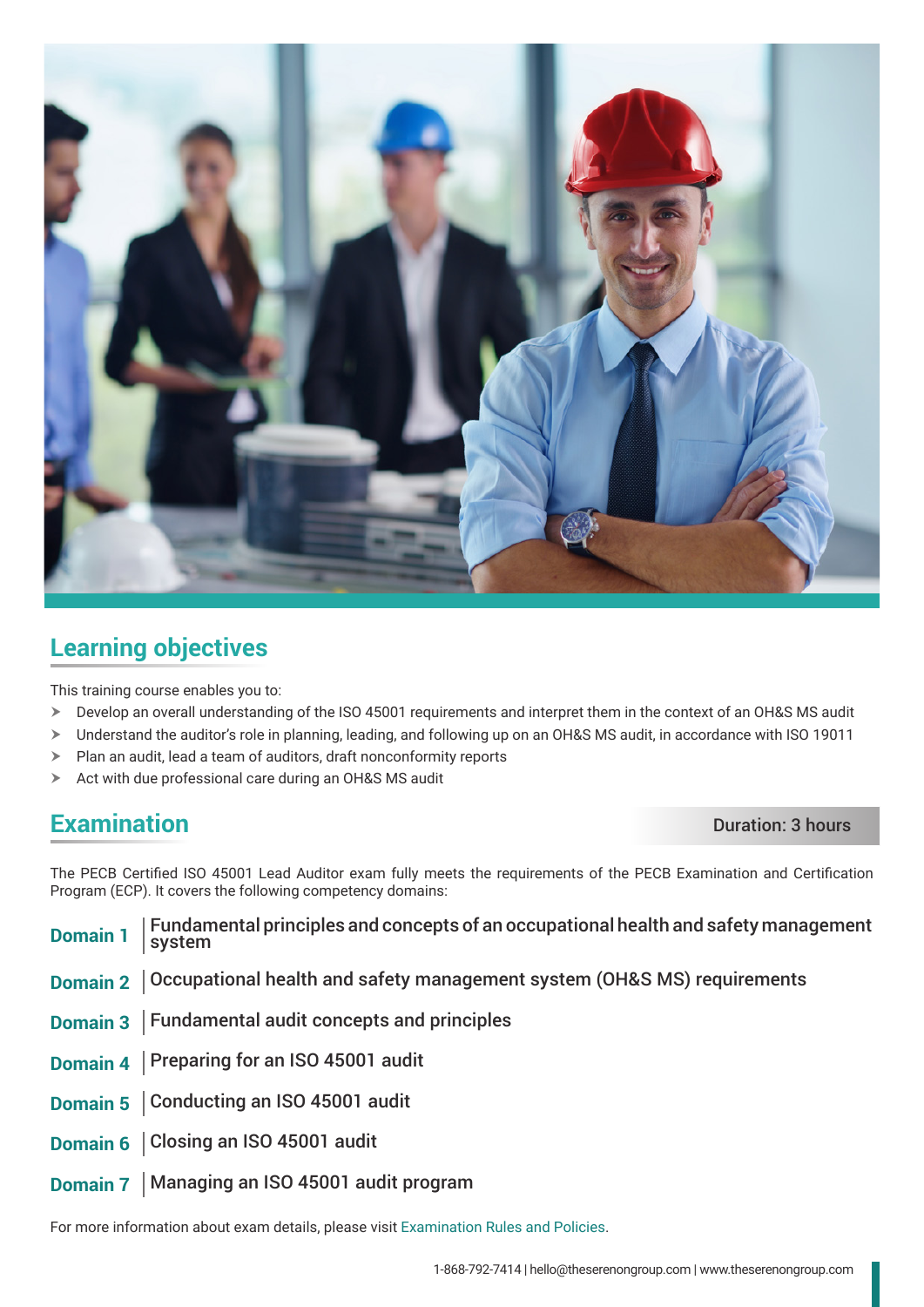## Learning objectives

This training course enables you to:

- Develop an overall understanding of the ISO 45001 requirements and interpret them in the context of an OH&S MS audit
- Understand the auditor's role in planning, leading, and following up on an OH&S MS audit, in accordance with ISO 19011
- Plan an audit, lead a team of auditors, draft nonconformity reports
- Act with due professional care during an OH&S MS audit

## Examination

**Duration: 3 hours**

The PECB Certified ISO 45001 Lead Auditor exam fully meets the requirements of the PECB Examination and Certification Program (ECP). It covers the following competency domains:

| | |
|---|---|
| **Domain 1** | Fundamental principles and concepts of an occupational health and safety management system |
| **Domain 2** | Occupational health and safety management system (OH&S MS) requirements |
| **Domain 3** | Fundamental audit concepts and principles |
| **Domain 4** | Preparing for an ISO 45001 audit |
| **Domain 5** | Conducting an ISO 45001 audit |
| **Domain 6** | Closing an ISO 45001 audit |
| **Domain 7** | Managing an ISO 45001 audit program |

For more information about exam details, please visit Examination Rules and Policies.

1-868-792-7414 | hello@theserenongroup.com | www.theserenongroup.com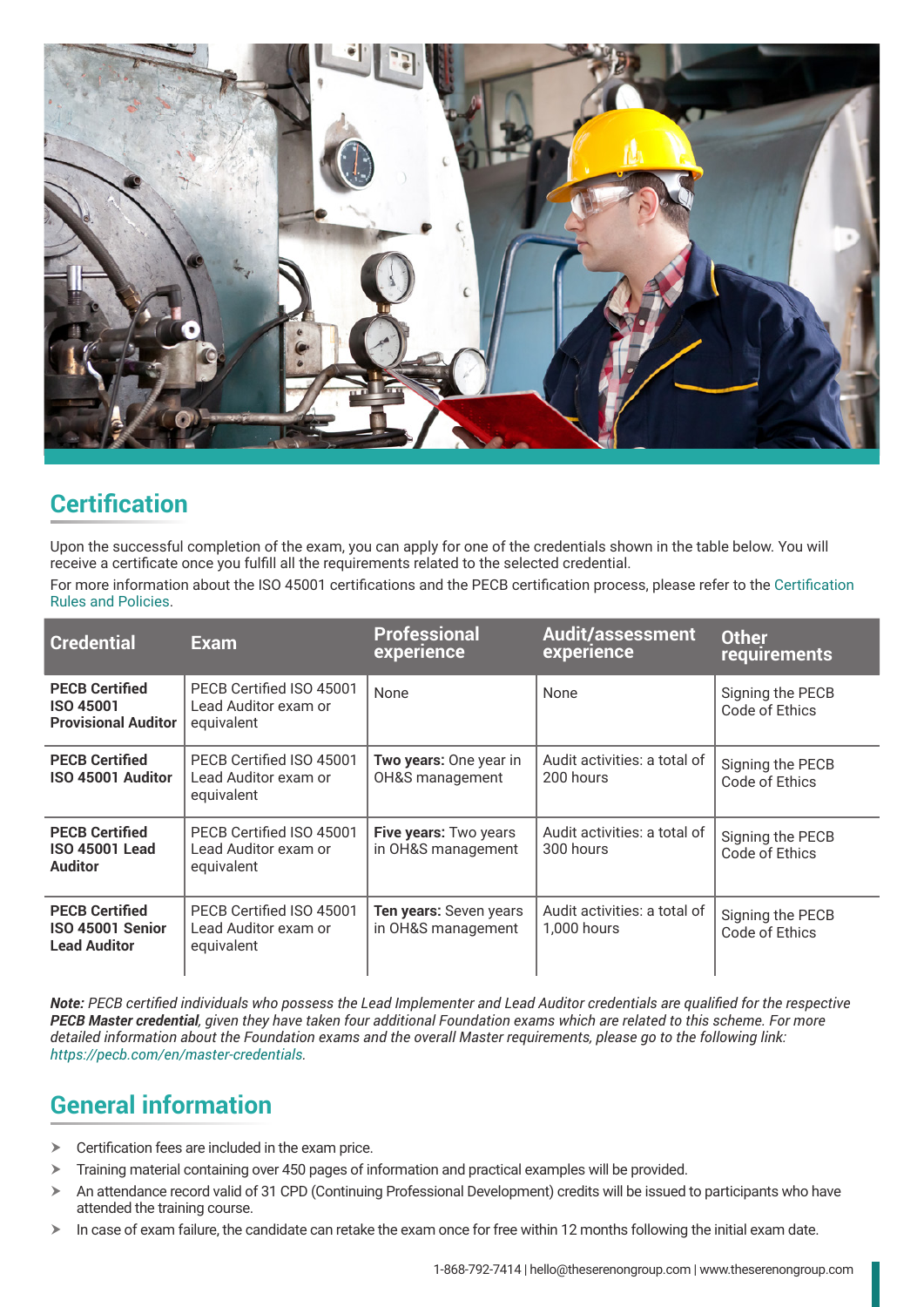## Certification

Upon the successful completion of the exam, you can apply for one of the credentials shown in the table below. You will receive a certificate once you fulfill all the requirements related to the selected credential.

For more information about the ISO 45001 certifications and the PECB certification process, please refer to the Certification Rules and Policies.

| Credential | Exam | Professional experience | Audit/assessment experience | Other requirements |
|---|---|---|---|---|
| **PECB Certified ISO 45001 Provisional Auditor** | PECB Certified ISO 45001 Lead Auditor exam or equivalent | None | None | Signing the PECB Code of Ethics |
| **PECB Certified ISO 45001 Auditor** | PECB Certified ISO 45001 Lead Auditor exam or equivalent | **Two years:** One year in OH&S management | Audit activities: a total of 200 hours | Signing the PECB Code of Ethics |
| **PECB Certified ISO 45001 Lead Auditor** | PECB Certified ISO 45001 Lead Auditor exam or equivalent | **Five years:** Two years in OH&S management | Audit activities: a total of 300 hours | Signing the PECB Code of Ethics |
| **PECB Certified ISO 45001 Senior Lead Auditor** | PECB Certified ISO 45001 Lead Auditor exam or equivalent | **Ten years:** Seven years in OH&S management | Audit activities: a total of 1,000 hours | Signing the PECB Code of Ethics |

***Note:*** *PECB certified individuals who possess the Lead Implementer and Lead Auditor credentials are qualified for the respective* ***PECB Master credential****, given they have taken four additional Foundation exams which are related to this scheme. For more detailed information about the Foundation exams and the overall Master requirements, please go to the following link:* *https://pecb.com/en/master-credentials.*

## General information

- Certification fees are included in the exam price.
- Training material containing over 450 pages of information and practical examples will be provided.
- An attendance record valid of 31 CPD (Continuing Professional Development) credits will be issued to participants who have attended the training course.
- In case of exam failure, the candidate can retake the exam once for free within 12 months following the initial exam date.

1-868-792-7414 | hello@theserenongroup.com | www.theserenongroup.com